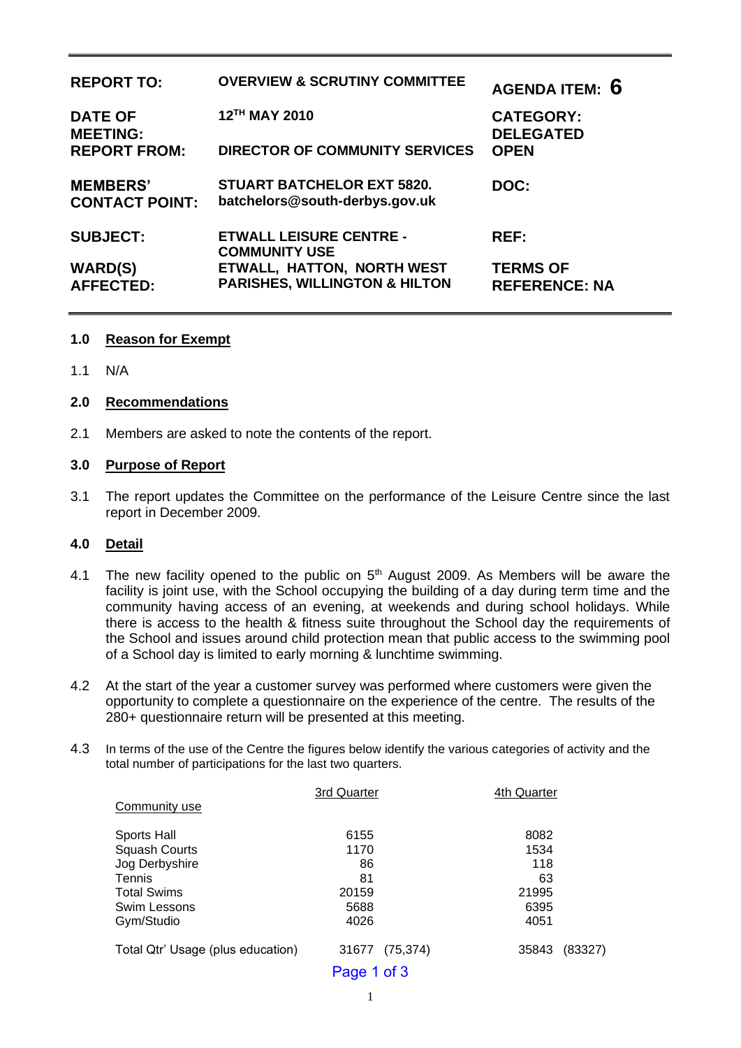| REPORT TO: | OVERVIEW & SCRUTINY COMMITTEE | AGENDA ITEM: **6** |
|---|---|---|
| DATE OF MEETING: | 12TH MAY 2010 | CATEGORY: DELEGATED |
| REPORT FROM: | DIRECTOR OF COMMUNITY SERVICES | OPEN |
| MEMBERS' CONTACT POINT: | STUART BATCHELOR EXT 5820. batchelors@south-derbys.gov.uk | DOC: |
| SUBJECT: | ETWALL LEISURE CENTRE - COMMUNITY USE | REF: |
| WARD(S) AFFECTED: | ETWALL, HATTON, NORTH WEST PARISHES, WILLINGTON & HILTON | TERMS OF REFERENCE: NA |

## 1.0 Reason for Exempt

1.1 N/A

## 2.0 Recommendations

2.1 Members are asked to note the contents of the report.

## 3.0 Purpose of Report

3.1 The report updates the Committee on the performance of the Leisure Centre since the last report in December 2009.

## 4.0 Detail

4.1 The new facility opened to the public on 5th August 2009. As Members will be aware the facility is joint use, with the School occupying the building of a day during term time and the community having access of an evening, at weekends and during school holidays. While there is access to the health & fitness suite throughout the School day the requirements of the School and issues around child protection mean that public access to the swimming pool of a School day is limited to early morning & lunchtime swimming.

4.2 At the start of the year a customer survey was performed where customers were given the opportunity to complete a questionnaire on the experience of the centre. The results of the 280+ questionnaire return will be presented at this meeting.

4.3 In terms of the use of the Centre the figures below identify the various categories of activity and the total number of participations for the last two quarters.

| Community use | 3rd Quarter | 4th Quarter |
|---|---|---|
| Sports Hall | 6155 | 8082 |
| Squash Courts | 1170 | 1534 |
| Jog Derbyshire | 86 | 118 |
| Tennis | 81 | 63 |
| Total Swims | 20159 | 21995 |
| Swim Lessons | 5688 | 6395 |
| Gym/Studio | 4026 | 4051 |
| Total Qtr' Usage (plus education) | 31677 (75,374) | 35843 (83327) |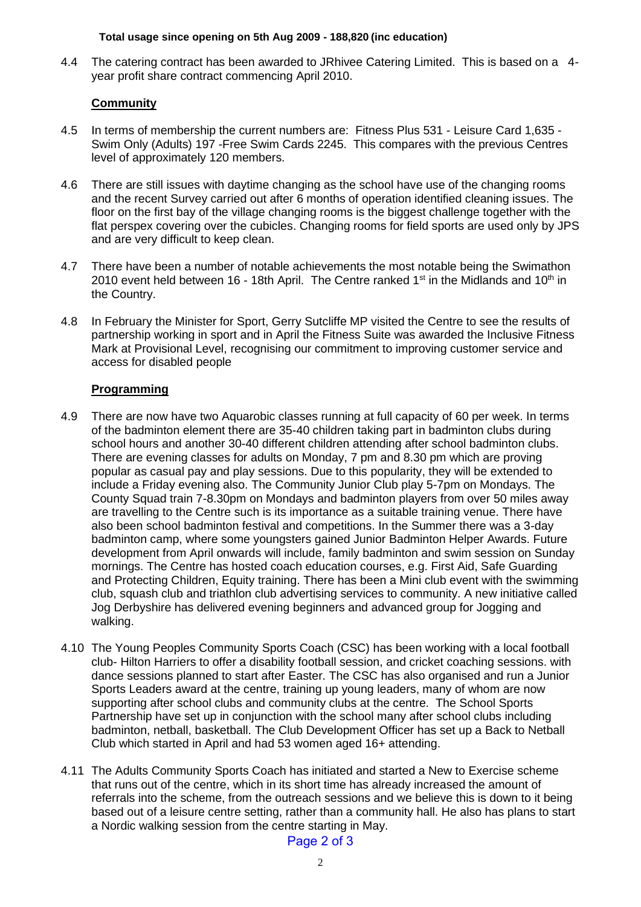**Total usage since opening on 5th Aug 2009 - 188,820 (inc education)**

4.4 The catering contract has been awarded to JRhivee Catering Limited. This is based on a 4-year profit share contract commencing April 2010.

**Community**

4.5 In terms of membership the current numbers are: Fitness Plus 531 - Leisure Card 1,635 - Swim Only (Adults) 197 -Free Swim Cards 2245. This compares with the previous Centres level of approximately 120 members.

4.6 There are still issues with daytime changing as the school have use of the changing rooms and the recent Survey carried out after 6 months of operation identified cleaning issues. The floor on the first bay of the village changing rooms is the biggest challenge together with the flat perspex covering over the cubicles. Changing rooms for field sports are used only by JPS and are very difficult to keep clean.

4.7 There have been a number of notable achievements the most notable being the Swimathon 2010 event held between 16 - 18th April. The Centre ranked 1st in the Midlands and 10th in the Country.

4.8 In February the Minister for Sport, Gerry Sutcliffe MP visited the Centre to see the results of partnership working in sport and in April the Fitness Suite was awarded the Inclusive Fitness Mark at Provisional Level, recognising our commitment to improving customer service and access for disabled people

**Programming**

4.9 There are now have two Aquarobic classes running at full capacity of 60 per week. In terms of the badminton element there are 35-40 children taking part in badminton clubs during school hours and another 30-40 different children attending after school badminton clubs. There are evening classes for adults on Monday, 7 pm and 8.30 pm which are proving popular as casual pay and play sessions. Due to this popularity, they will be extended to include a Friday evening also. The Community Junior Club play 5-7pm on Mondays. The County Squad train 7-8.30pm on Mondays and badminton players from over 50 miles away are travelling to the Centre such is its importance as a suitable training venue. There have also been school badminton festival and competitions. In the Summer there was a 3-day badminton camp, where some youngsters gained Junior Badminton Helper Awards. Future development from April onwards will include, family badminton and swim session on Sunday mornings. The Centre has hosted coach education courses, e.g. First Aid, Safe Guarding and Protecting Children, Equity training. There has been a Mini club event with the swimming club, squash club and triathlon club advertising services to community. A new initiative called Jog Derbyshire has delivered evening beginners and advanced group for Jogging and walking.

4.10 The Young Peoples Community Sports Coach (CSC) has been working with a local football club- Hilton Harriers to offer a disability football session, and cricket coaching sessions. with dance sessions planned to start after Easter. The CSC has also organised and run a Junior Sports Leaders award at the centre, training up young leaders, many of whom are now supporting after school clubs and community clubs at the centre. The School Sports Partnership have set up in conjunction with the school many after school clubs including badminton, netball, basketball. The Club Development Officer has set up a Back to Netball Club which started in April and had 53 women aged 16+ attending.

4.11 The Adults Community Sports Coach has initiated and started a New to Exercise scheme that runs out of the centre, which in its short time has already increased the amount of referrals into the scheme, from the outreach sessions and we believe this is down to it being based out of a leisure centre setting, rather than a community hall. He also has plans to start a Nordic walking session from the centre starting in May.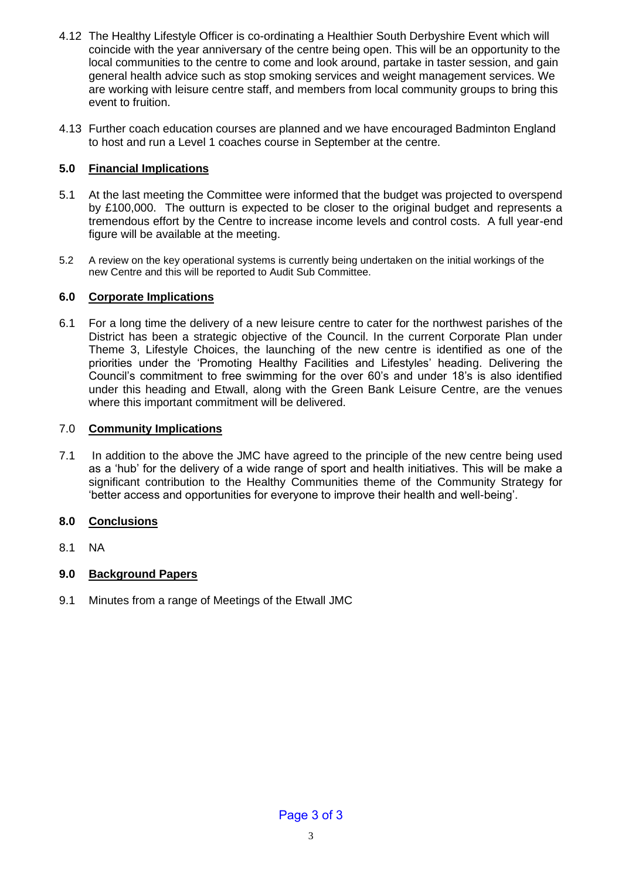4.12 The Healthy Lifestyle Officer is co-ordinating a Healthier South Derbyshire Event which will coincide with the year anniversary of the centre being open. This will be an opportunity to the local communities to the centre to come and look around, partake in taster session, and gain general health advice such as stop smoking services and weight management services. We are working with leisure centre staff, and members from local community groups to bring this event to fruition.

4.13 Further coach education courses are planned and we have encouraged Badminton England to host and run a Level 1 coaches course in September at the centre.

## 5.0 Financial Implications

5.1 At the last meeting the Committee were informed that the budget was projected to overspend by £100,000. The outturn is expected to be closer to the original budget and represents a tremendous effort by the Centre to increase income levels and control costs. A full year-end figure will be available at the meeting.

5.2 A review on the key operational systems is currently being undertaken on the initial workings of the new Centre and this will be reported to Audit Sub Committee.

## 6.0 Corporate Implications

6.1 For a long time the delivery of a new leisure centre to cater for the northwest parishes of the District has been a strategic objective of the Council. In the current Corporate Plan under Theme 3, Lifestyle Choices, the launching of the new centre is identified as one of the priorities under the 'Promoting Healthy Facilities and Lifestyles' heading. Delivering the Council's commitment to free swimming for the over 60's and under 18's is also identified under this heading and Etwall, along with the Green Bank Leisure Centre, are the venues where this important commitment will be delivered.

## 7.0 Community Implications

7.1 In addition to the above the JMC have agreed to the principle of the new centre being used as a 'hub' for the delivery of a wide range of sport and health initiatives. This will be make a significant contribution to the Healthy Communities theme of the Community Strategy for 'better access and opportunities for everyone to improve their health and well-being'.

## 8.0 Conclusions

8.1 NA

## 9.0 Background Papers

9.1 Minutes from a range of Meetings of the Etwall JMC